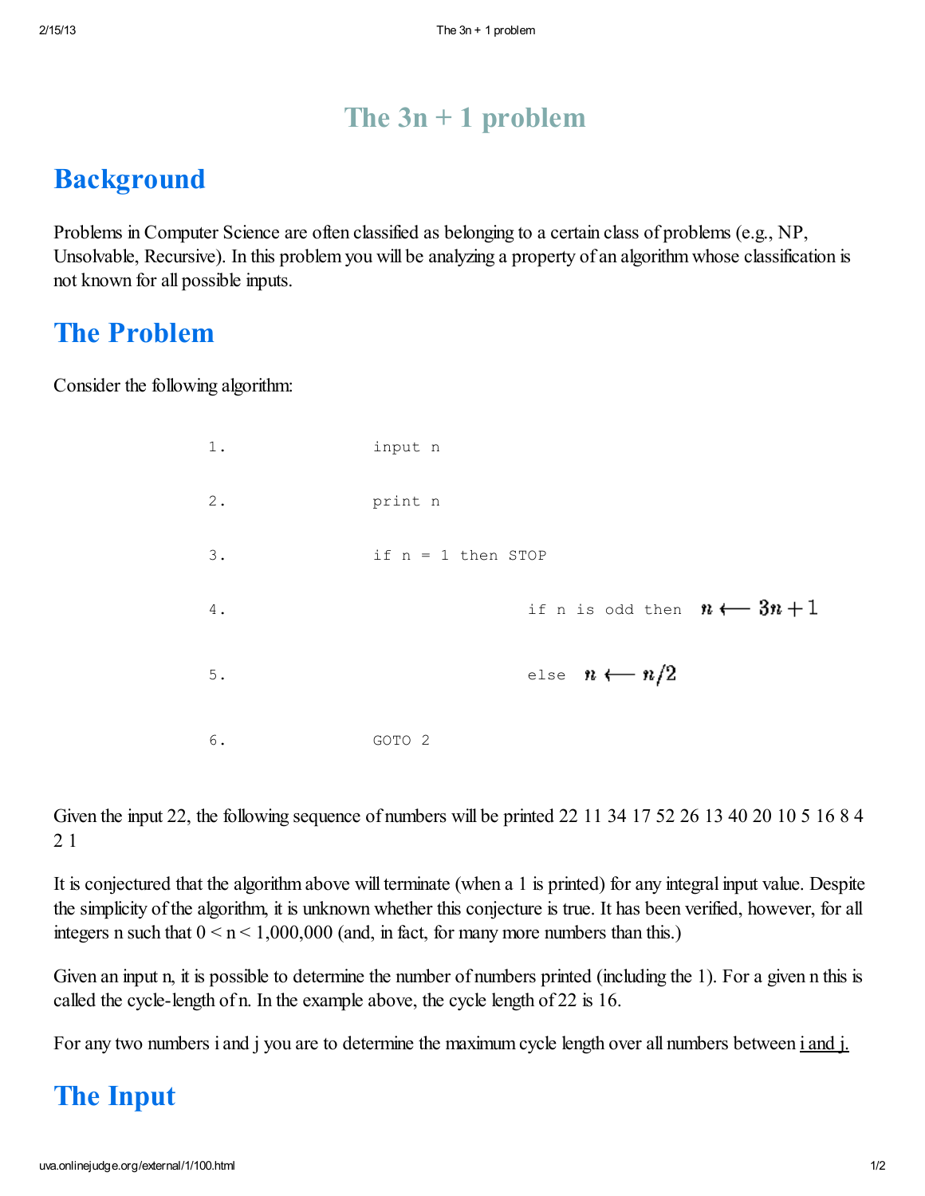# The 3n + 1 problem

## Background

Problems in Computer Science are often classified as belonging to a certain class of problems (e.g., NP, Unsolvable, Recursive). In this problem you will be analyzing a property of an algorithm whose classification is not known for all possible inputs.

## The Problem

Consider the following algorithm:

```
1.      input n
2.      print n
3.      if n = 1 then STOP
4.              if n is odd then  n ⟵ 3n + 1
5.              else  n ⟵ n/2
6.      GOTO 2
```

Given the input 22, the following sequence of numbers will be printed 22 11 34 17 52 26 13 40 20 10 5 16 8 4 2 1

It is conjectured that the algorithm above will terminate (when a 1 is printed) for any integral input value. Despite the simplicity of the algorithm, it is unknown whether this conjecture is true. It has been verified, however, for all integers n such that $0 < n < 1{,}000{,}000$ (and, in fact, for many more numbers than this.)

Given an input n, it is possible to determine the number of numbers printed (including the 1). For a given n this is called the cycle-length of n. In the example above, the cycle length of 22 is 16.

For any two numbers i and j you are to determine the maximum cycle length over all numbers between i and j.

## The Input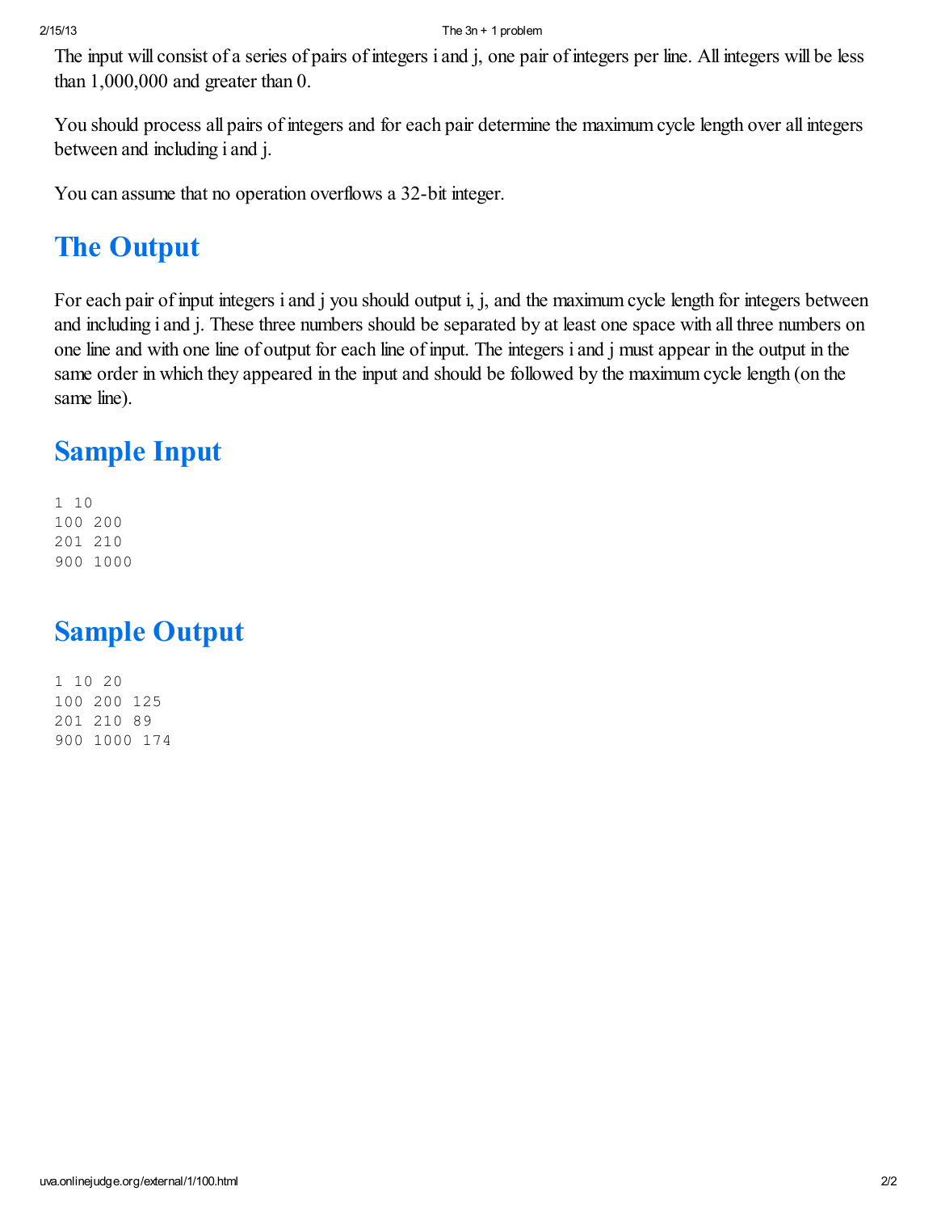The input will consist of a series of pairs of integers i and j, one pair of integers per line. All integers will be less than 1,000,000 and greater than 0.

You should process all pairs of integers and for each pair determine the maximum cycle length over all integers between and including i and j.

You can assume that no operation overflows a 32-bit integer.

## The Output

For each pair of input integers i and j you should output i, j, and the maximum cycle length for integers between and including i and j. These three numbers should be separated by at least one space with all three numbers on one line and with one line of output for each line of input. The integers i and j must appear in the output in the same order in which they appeared in the input and should be followed by the maximum cycle length (on the same line).

## Sample Input

```
1 10
100 200
201 210
900 1000
```

## Sample Output

```
1 10 20
100 200 125
201 210 89
900 1000 174
```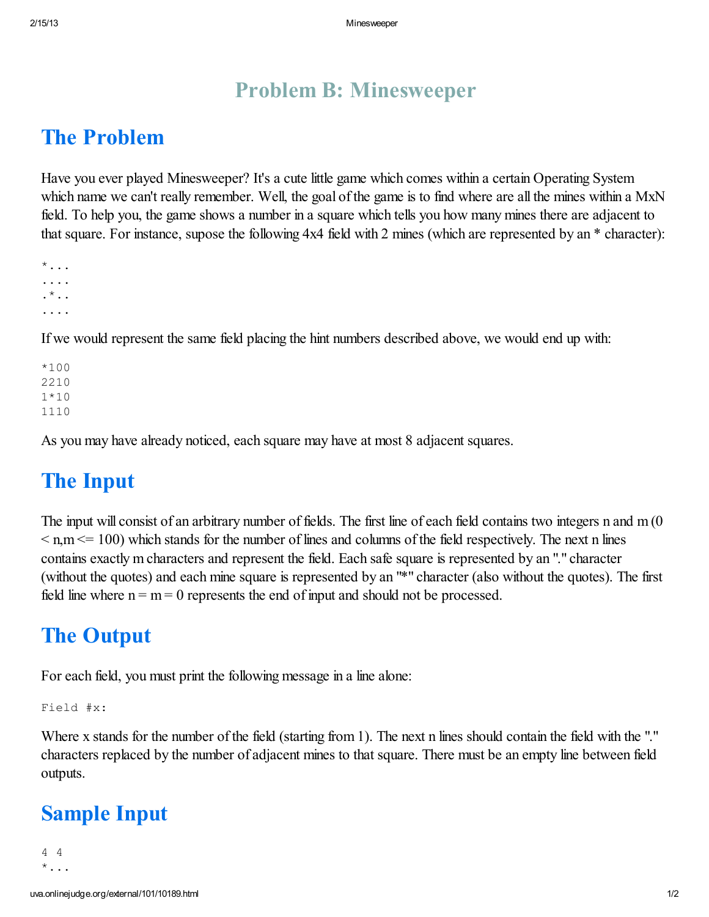# Problem B: Minesweeper

## The Problem

Have you ever played Minesweeper? It's a cute little game which comes within a certain Operating System which name we can't really remember. Well, the goal of the game is to find where are all the mines within a MxN field. To help you, the game shows a number in a square which tells you how many mines there are adjacent to that square. For instance, supose the following 4x4 field with 2 mines (which are represented by an * character):

```
*...
....
.*..
....
```

If we would represent the same field placing the hint numbers described above, we would end up with:

```
*100
2210
1*10
1110
```

As you may have already noticed, each square may have at most 8 adjacent squares.

## The Input

The input will consist of an arbitrary number of fields. The first line of each field contains two integers n and m (0 < n,m <= 100) which stands for the number of lines and columns of the field respectively. The next n lines contains exactly m characters and represent the field. Each safe square is represented by an "." character (without the quotes) and each mine square is represented by an "*" character (also without the quotes). The first field line where n = m = 0 represents the end of input and should not be processed.

## The Output

For each field, you must print the following message in a line alone:

```
Field #x:
```

Where x stands for the number of the field (starting from 1). The next n lines should contain the field with the "." characters replaced by the number of adjacent mines to that square. There must be an empty line between field outputs.

## Sample Input

```
4 4
*...
```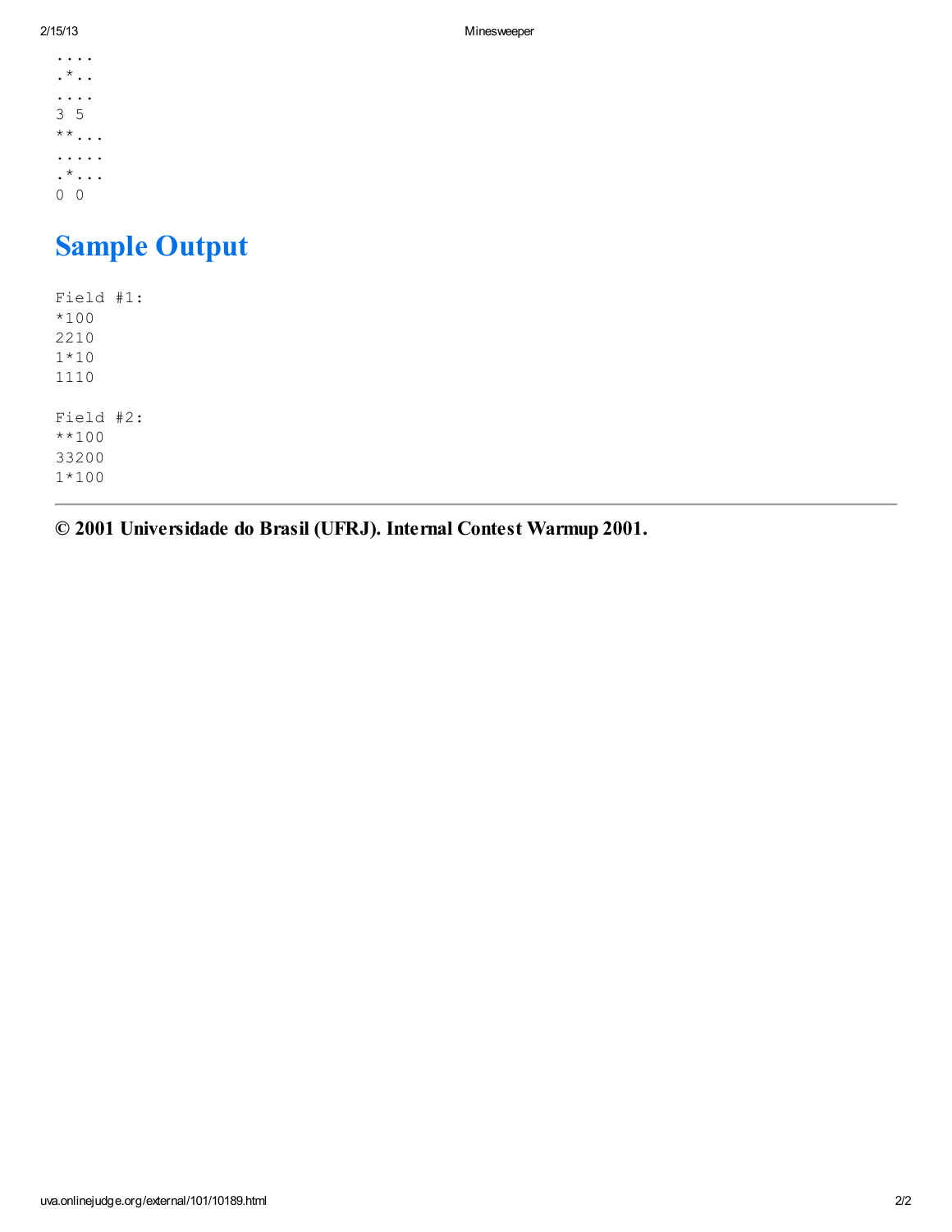```
....
.*..
....
3 5
**...
.....
.*...
0 0
```

## Sample Output

```
Field #1:
*100
2210
1*10
1110

Field #2:
**100
33200
1*100
```

---

**© 2001 Universidade do Brasil (UFRJ). Internal Contest Warmup 2001.**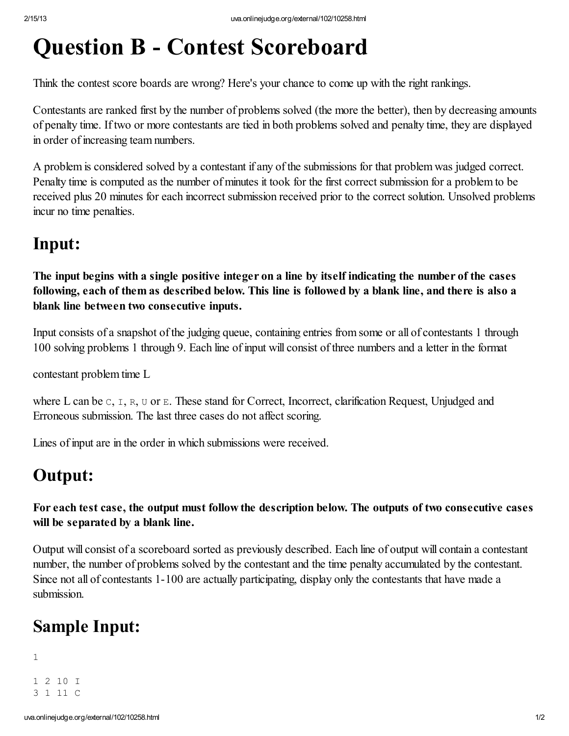# Question B - Contest Scoreboard

Think the contest score boards are wrong? Here's your chance to come up with the right rankings.

Contestants are ranked first by the number of problems solved (the more the better), then by decreasing amounts of penalty time. If two or more contestants are tied in both problems solved and penalty time, they are displayed in order of increasing team numbers.

A problem is considered solved by a contestant if any of the submissions for that problem was judged correct. Penalty time is computed as the number of minutes it took for the first correct submission for a problem to be received plus 20 minutes for each incorrect submission received prior to the correct solution. Unsolved problems incur no time penalties.

## Input:

**The input begins with a single positive integer on a line by itself indicating the number of the cases following, each of them as described below. This line is followed by a blank line, and there is also a blank line between two consecutive inputs.**

Input consists of a snapshot of the judging queue, containing entries from some or all of contestants 1 through 100 solving problems 1 through 9. Each line of input will consist of three numbers and a letter in the format

contestant problem time L

where L can be `C`, `I`, `R`, `U` or `E`. These stand for Correct, Incorrect, clarification Request, Unjudged and Erroneous submission. The last three cases do not affect scoring.

Lines of input are in the order in which submissions were received.

## Output:

**For each test case, the output must follow the description below. The outputs of two consecutive cases will be separated by a blank line.**

Output will consist of a scoreboard sorted as previously described. Each line of output will contain a contestant number, the number of problems solved by the contestant and the time penalty accumulated by the contestant. Since not all of contestants 1-100 are actually participating, display only the contestants that have made a submission.

## Sample Input:

```
1

1 2 10 I
3 1 11 C
```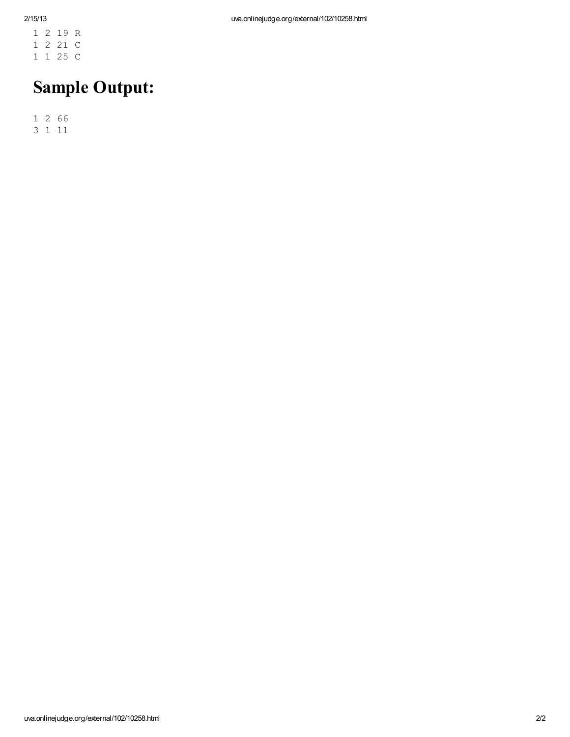```
1 2 19 R
1 2 21 C
1 1 25 C
```

# Sample Output:

```
1 2 66
3 1 11
```